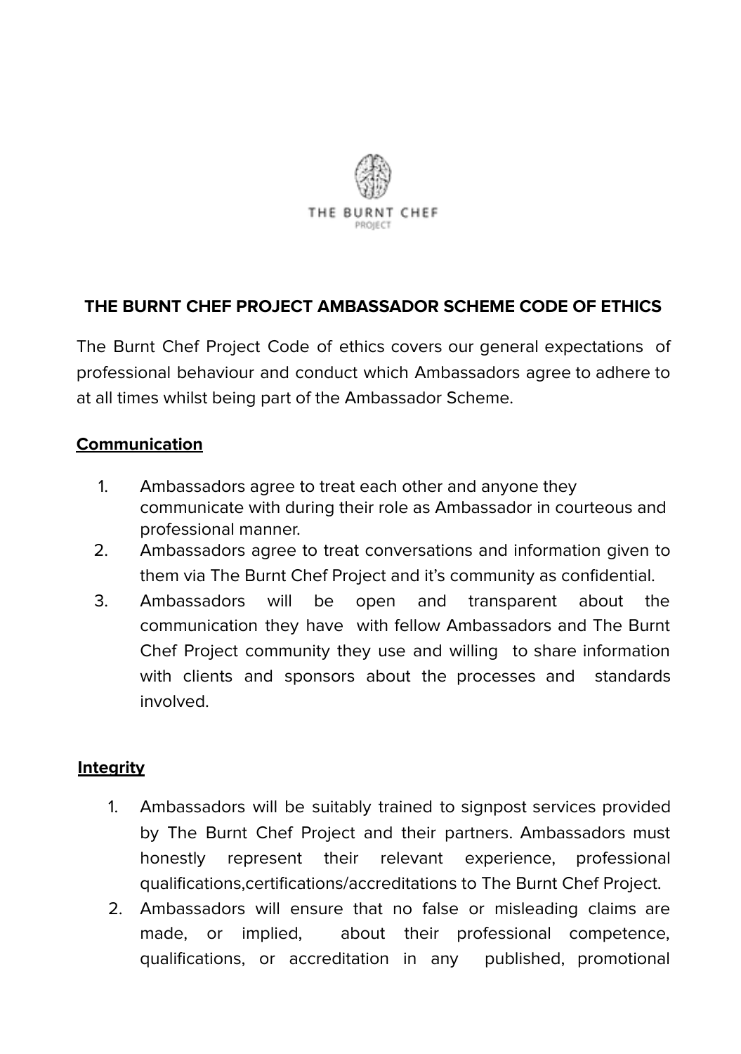THE BURNT CHEF
PROJECT

# THE BURNT CHEF PROJECT AMBASSADOR SCHEME CODE OF ETHICS

The Burnt Chef Project Code of ethics covers our general expectations of professional behaviour and conduct which Ambassadors agree to adhere to at all times whilst being part of the Ambassador Scheme.

## Communication

1. Ambassadors agree to treat each other and anyone they communicate with during their role as Ambassador in courteous and professional manner.
2. Ambassadors agree to treat conversations and information given to them via The Burnt Chef Project and it's community as confidential.
3. Ambassadors will be open and transparent about the communication they have with fellow Ambassadors and The Burnt Chef Project community they use and willing to share information with clients and sponsors about the processes and standards involved.

## Integrity

1. Ambassadors will be suitably trained to signpost services provided by The Burnt Chef Project and their partners. Ambassadors must honestly represent their relevant experience, professional qualifications,certifications/accreditations to The Burnt Chef Project.
2. Ambassadors will ensure that no false or misleading claims are made, or implied, about their professional competence, qualifications, or accreditation in any published, promotional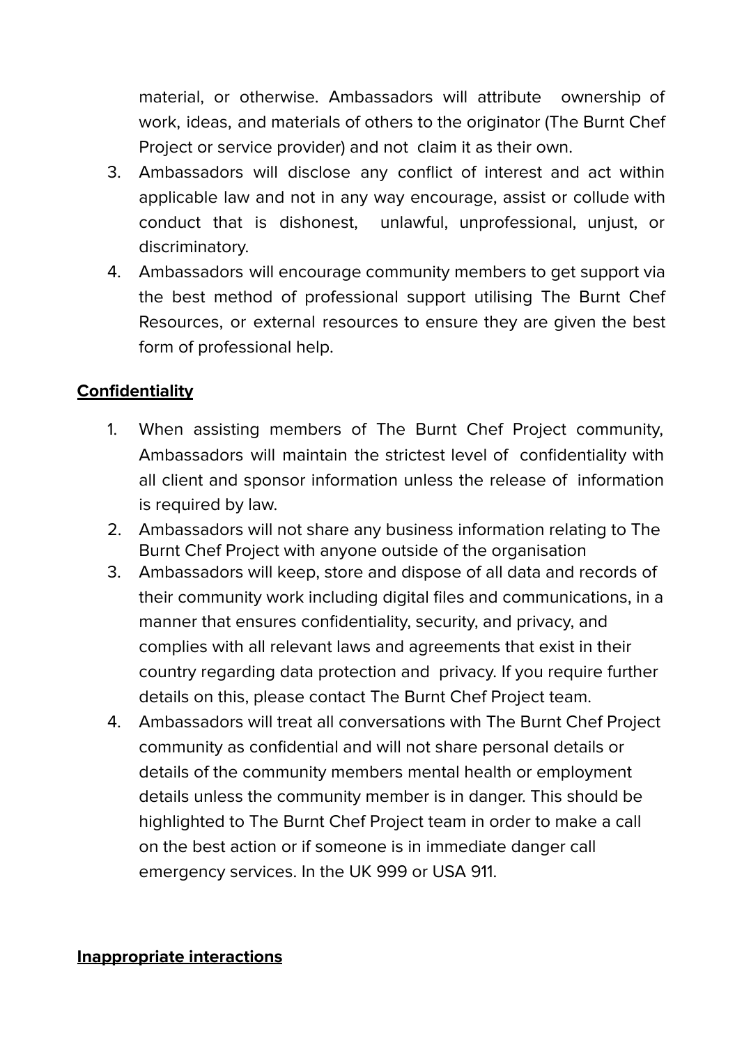material, or otherwise. Ambassadors will attribute ownership of work, ideas, and materials of others to the originator (The Burnt Chef Project or service provider) and not claim it as their own.

3. Ambassadors will disclose any conflict of interest and act within applicable law and not in any way encourage, assist or collude with conduct that is dishonest, unlawful, unprofessional, unjust, or discriminatory.
4. Ambassadors will encourage community members to get support via the best method of professional support utilising The Burnt Chef Resources, or external resources to ensure they are given the best form of professional help.

**Confidentiality**

1. When assisting members of The Burnt Chef Project community, Ambassadors will maintain the strictest level of confidentiality with all client and sponsor information unless the release of information is required by law.
2. Ambassadors will not share any business information relating to The Burnt Chef Project with anyone outside of the organisation
3. Ambassadors will keep, store and dispose of all data and records of their community work including digital files and communications, in a manner that ensures confidentiality, security, and privacy, and complies with all relevant laws and agreements that exist in their country regarding data protection and privacy. If you require further details on this, please contact The Burnt Chef Project team.
4. Ambassadors will treat all conversations with The Burnt Chef Project community as confidential and will not share personal details or details of the community members mental health or employment details unless the community member is in danger. This should be highlighted to The Burnt Chef Project team in order to make a call on the best action or if someone is in immediate danger call emergency services. In the UK 999 or USA 911.

**Inappropriate interactions**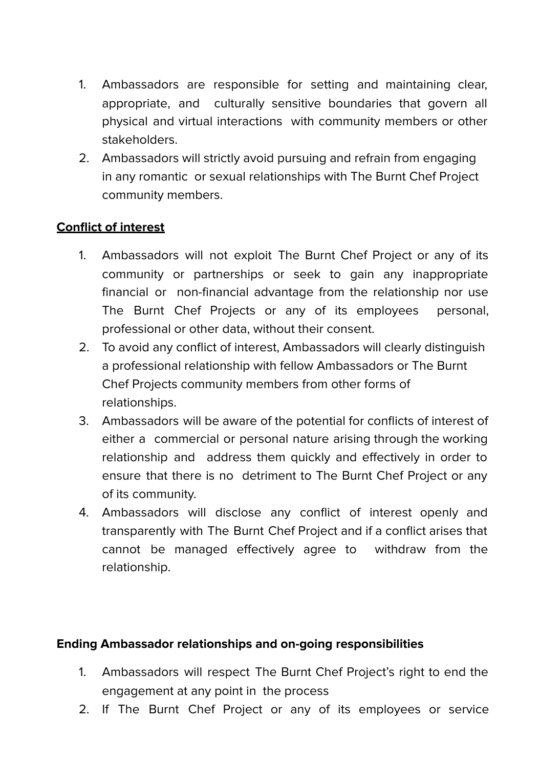1. Ambassadors are responsible for setting and maintaining clear, appropriate, and culturally sensitive boundaries that govern all physical and virtual interactions with community members or other stakeholders.
2. Ambassadors will strictly avoid pursuing and refrain from engaging in any romantic or sexual relationships with The Burnt Chef Project community members.

**Conflict of interest**

1. Ambassadors will not exploit The Burnt Chef Project or any of its community or partnerships or seek to gain any inappropriate financial or non-financial advantage from the relationship nor use The Burnt Chef Projects or any of its employees personal, professional or other data, without their consent.
2. To avoid any conflict of interest, Ambassadors will clearly distinguish a professional relationship with fellow Ambassadors or The Burnt Chef Projects community members from other forms of relationships.
3. Ambassadors will be aware of the potential for conflicts of interest of either a commercial or personal nature arising through the working relationship and address them quickly and effectively in order to ensure that there is no detriment to The Burnt Chef Project or any of its community.
4. Ambassadors will disclose any conflict of interest openly and transparently with The Burnt Chef Project and if a conflict arises that cannot be managed effectively agree to withdraw from the relationship.

**Ending Ambassador relationships and on-going responsibilities**

1. Ambassadors will respect The Burnt Chef Project's right to end the engagement at any point in the process
2. If The Burnt Chef Project or any of its employees or service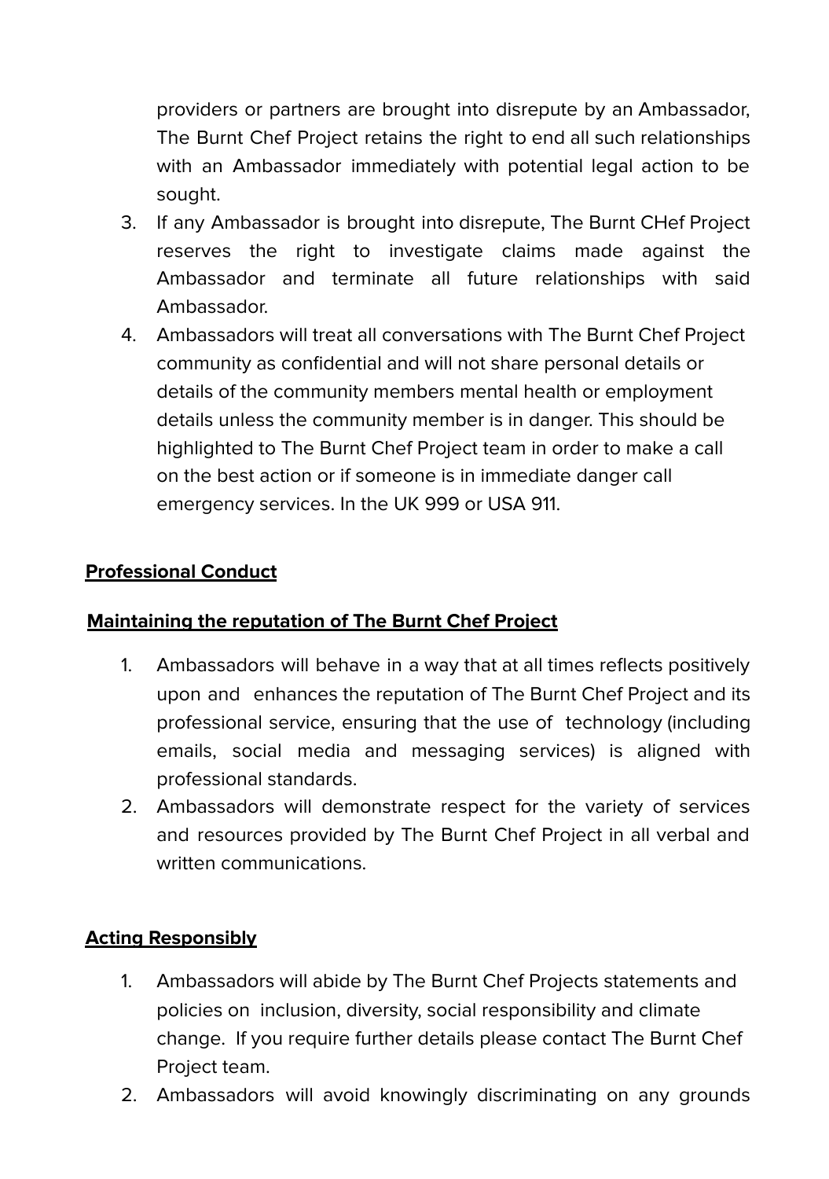providers or partners are brought into disrepute by an Ambassador, The Burnt Chef Project retains the right to end all such relationships with an Ambassador immediately with potential legal action to be sought.

3. If any Ambassador is brought into disrepute, The Burnt CHef Project reserves the right to investigate claims made against the Ambassador and terminate all future relationships with said Ambassador.
4. Ambassadors will treat all conversations with The Burnt Chef Project community as confidential and will not share personal details or details of the community members mental health or employment details unless the community member is in danger. This should be highlighted to The Burnt Chef Project team in order to make a call on the best action or if someone is in immediate danger call emergency services. In the UK 999 or USA 911.

**Professional Conduct**

**Maintaining the reputation of The Burnt Chef Project**

1. Ambassadors will behave in a way that at all times reflects positively upon and enhances the reputation of The Burnt Chef Project and its professional service, ensuring that the use of technology (including emails, social media and messaging services) is aligned with professional standards.
2. Ambassadors will demonstrate respect for the variety of services and resources provided by The Burnt Chef Project in all verbal and written communications.

**Acting Responsibly**

1. Ambassadors will abide by The Burnt Chef Projects statements and policies on inclusion, diversity, social responsibility and climate change. If you require further details please contact The Burnt Chef Project team.
2. Ambassadors will avoid knowingly discriminating on any grounds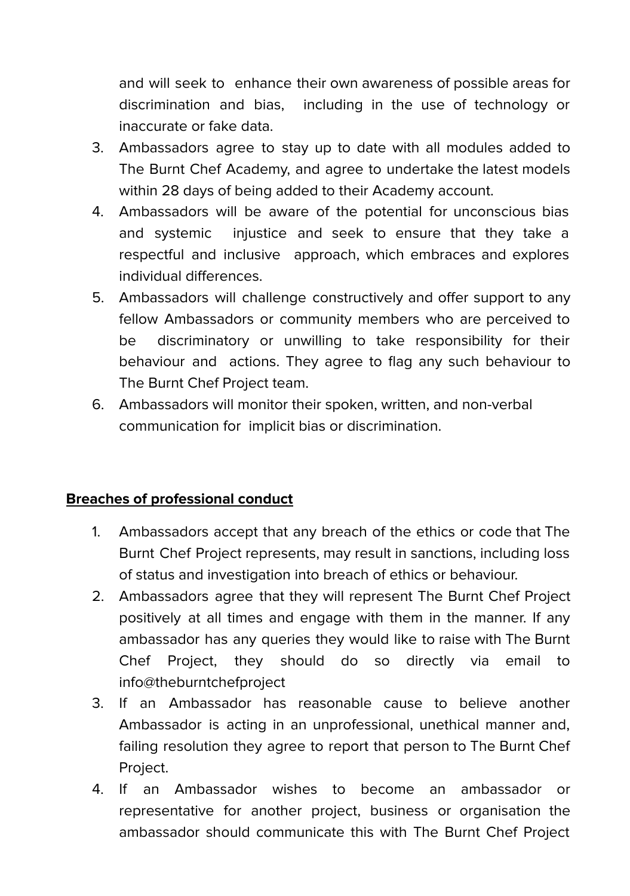and will seek to enhance their own awareness of possible areas for discrimination and bias, including in the use of technology or inaccurate or fake data.

3. Ambassadors agree to stay up to date with all modules added to The Burnt Chef Academy, and agree to undertake the latest models within 28 days of being added to their Academy account.
4. Ambassadors will be aware of the potential for unconscious bias and systemic injustice and seek to ensure that they take a respectful and inclusive approach, which embraces and explores individual differences.
5. Ambassadors will challenge constructively and offer support to any fellow Ambassadors or community members who are perceived to be discriminatory or unwilling to take responsibility for their behaviour and actions. They agree to flag any such behaviour to The Burnt Chef Project team.
6. Ambassadors will monitor their spoken, written, and non-verbal communication for implicit bias or discrimination.

**Breaches of professional conduct**

1. Ambassadors accept that any breach of the ethics or code that The Burnt Chef Project represents, may result in sanctions, including loss of status and investigation into breach of ethics or behaviour.
2. Ambassadors agree that they will represent The Burnt Chef Project positively at all times and engage with them in the manner. If any ambassador has any queries they would like to raise with The Burnt Chef Project, they should do so directly via email to info@theburntchefproject
3. If an Ambassador has reasonable cause to believe another Ambassador is acting in an unprofessional, unethical manner and, failing resolution they agree to report that person to The Burnt Chef Project.
4. If an Ambassador wishes to become an ambassador or representative for another project, business or organisation the ambassador should communicate this with The Burnt Chef Project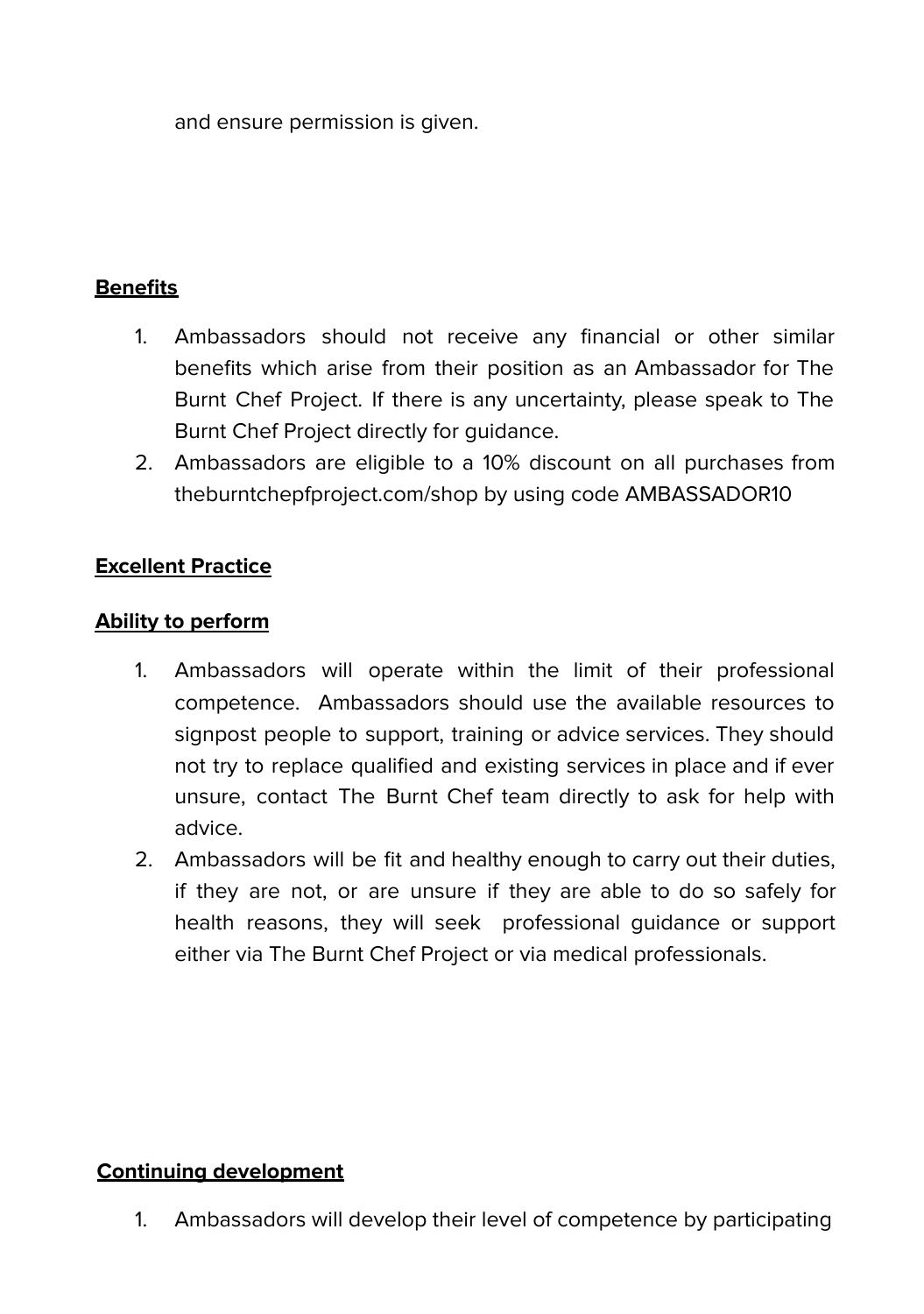and ensure permission is given.

**Benefits**

1. Ambassadors should not receive any financial or other similar benefits which arise from their position as an Ambassador for The Burnt Chef Project. If there is any uncertainty, please speak to The Burnt Chef Project directly for guidance.
2. Ambassadors are eligible to a 10% discount on all purchases from theburntchepfproject.com/shop by using code AMBASSADOR10

**Excellent Practice**

**Ability to perform**

1. Ambassadors will operate within the limit of their professional competence. Ambassadors should use the available resources to signpost people to support, training or advice services. They should not try to replace qualified and existing services in place and if ever unsure, contact The Burnt Chef team directly to ask for help with advice.
2. Ambassadors will be fit and healthy enough to carry out their duties, if they are not, or are unsure if they are able to do so safely for health reasons, they will seek professional guidance or support either via The Burnt Chef Project or via medical professionals.

**Continuing development**

1. Ambassadors will develop their level of competence by participating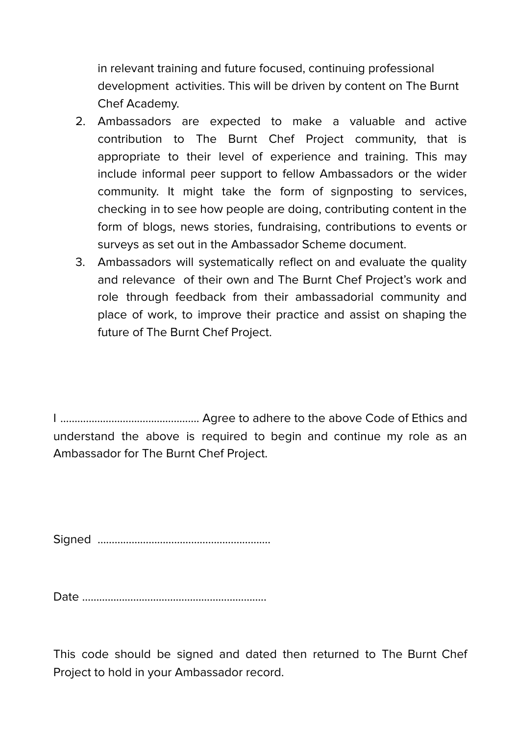in relevant training and future focused, continuing professional development activities. This will be driven by content on The Burnt Chef Academy.

2. Ambassadors are expected to make a valuable and active contribution to The Burnt Chef Project community, that is appropriate to their level of experience and training. This may include informal peer support to fellow Ambassadors or the wider community. It might take the form of signposting to services, checking in to see how people are doing, contributing content in the form of blogs, news stories, fundraising, contributions to events or surveys as set out in the Ambassador Scheme document.
3. Ambassadors will systematically reflect on and evaluate the quality and relevance of their own and The Burnt Chef Project's work and role through feedback from their ambassadorial community and place of work, to improve their practice and assist on shaping the future of The Burnt Chef Project.

I .................................................. Agree to adhere to the above Code of Ethics and understand the above is required to begin and continue my role as an Ambassador for The Burnt Chef Project.

Signed ..............................................................

Date ..................................................................

This code should be signed and dated then returned to The Burnt Chef Project to hold in your Ambassador record.